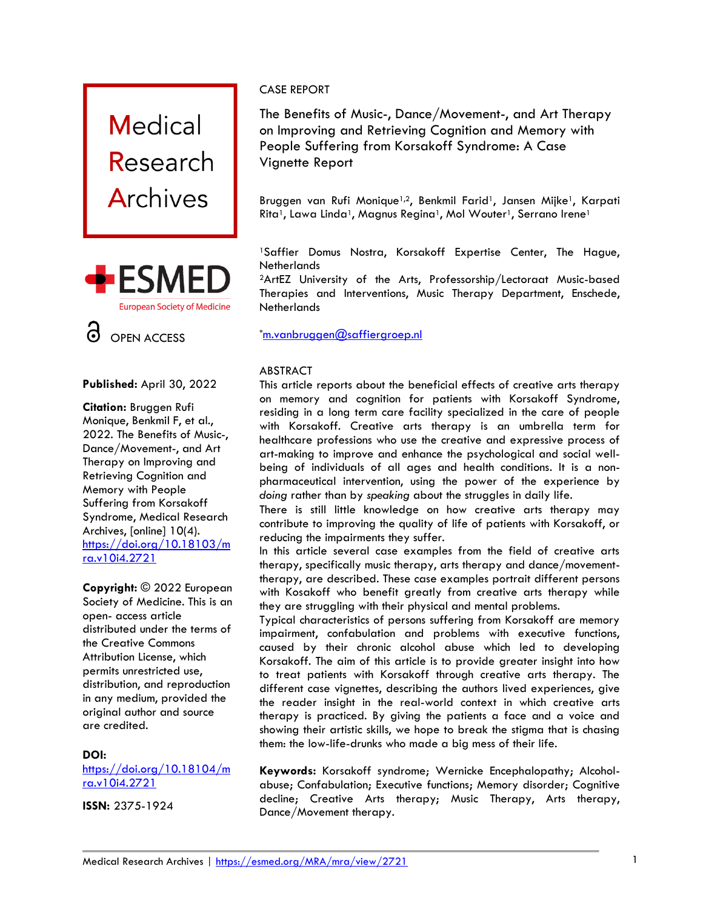Medical Research Archives

ESMED European Society of Medicine

OPEN ACCESS

**Published:** April 30, 2022

**Citation:** Bruggen Rufi Monique, Benkmil F, et al., 2022. The Benefits of Music-, Dance/Movement-, and Art Therapy on Improving and Retrieving Cognition and Memory with People Suffering from Korsakoff Syndrome, Medical Research Archives, [online] 10(4). https://doi.org/10.18103/mra.v10i4.2721

**Copyright:** © 2022 European Society of Medicine. This is an open- access article distributed under the terms of the Creative Commons Attribution License, which permits unrestricted use, distribution, and reproduction in any medium, provided the original author and source are credited.

**DOI:** https://doi.org/10.18104/mra.v10i4.2721

**ISSN:** 2375-1924

CASE REPORT

# The Benefits of Music-, Dance/Movement-, and Art Therapy on Improving and Retrieving Cognition and Memory with People Suffering from Korsakoff Syndrome: A Case Vignette Report

Bruggen van Rufi Monique[1,2], Benkmil Farid[1], Jansen Mijke[1], Karpati Rita[1], Lawa Linda[1], Magnus Regina[1], Mol Wouter[1], Serrano Irene[1]

[1]Saffier Domus Nostra, Korsakoff Expertise Center, The Hague, Netherlands

[2]ArtEZ University of the Arts, Professorship/Lectoraat Music-based Therapies and Interventions, Music Therapy Department, Enschede, Netherlands

[*]m.vanbruggen@saffiergroep.nl

## ABSTRACT

This article reports about the beneficial effects of creative arts therapy on memory and cognition for patients with Korsakoff Syndrome, residing in a long term care facility specialized in the care of people with Korsakoff. Creative arts therapy is an umbrella term for healthcare professions who use the creative and expressive process of art-making to improve and enhance the psychological and social well-being of individuals of all ages and health conditions. It is a non-pharmaceutical intervention, using the power of the experience by *doing* rather than by *speaking* about the struggles in daily life.

There is still little knowledge on how creative arts therapy may contribute to improving the quality of life of patients with Korsakoff, or reducing the impairments they suffer.

In this article several case examples from the field of creative arts therapy, specifically music therapy, arts therapy and dance/movement-therapy, are described. These case examples portrait different persons with Kosakoff who benefit greatly from creative arts therapy while they are struggling with their physical and mental problems.

Typical characteristics of persons suffering from Korsakoff are memory impairment, confabulation and problems with executive functions, caused by their chronic alcohol abuse which led to developing Korsakoff. The aim of this article is to provide greater insight into how to treat patients with Korsakoff through creative arts therapy. The different case vignettes, describing the authors lived experiences, give the reader insight in the real-world context in which creative arts therapy is practiced. By giving the patients a face and a voice and showing their artistic skills, we hope to break the stigma that is chasing them: the low-life-drunks who made a big mess of their life.

**Keywords:** Korsakoff syndrome; Wernicke Encephalopathy; Alcohol-abuse; Confabulation; Executive functions; Memory disorder; Cognitive decline; Creative Arts therapy; Music Therapy, Arts therapy, Dance/Movement therapy.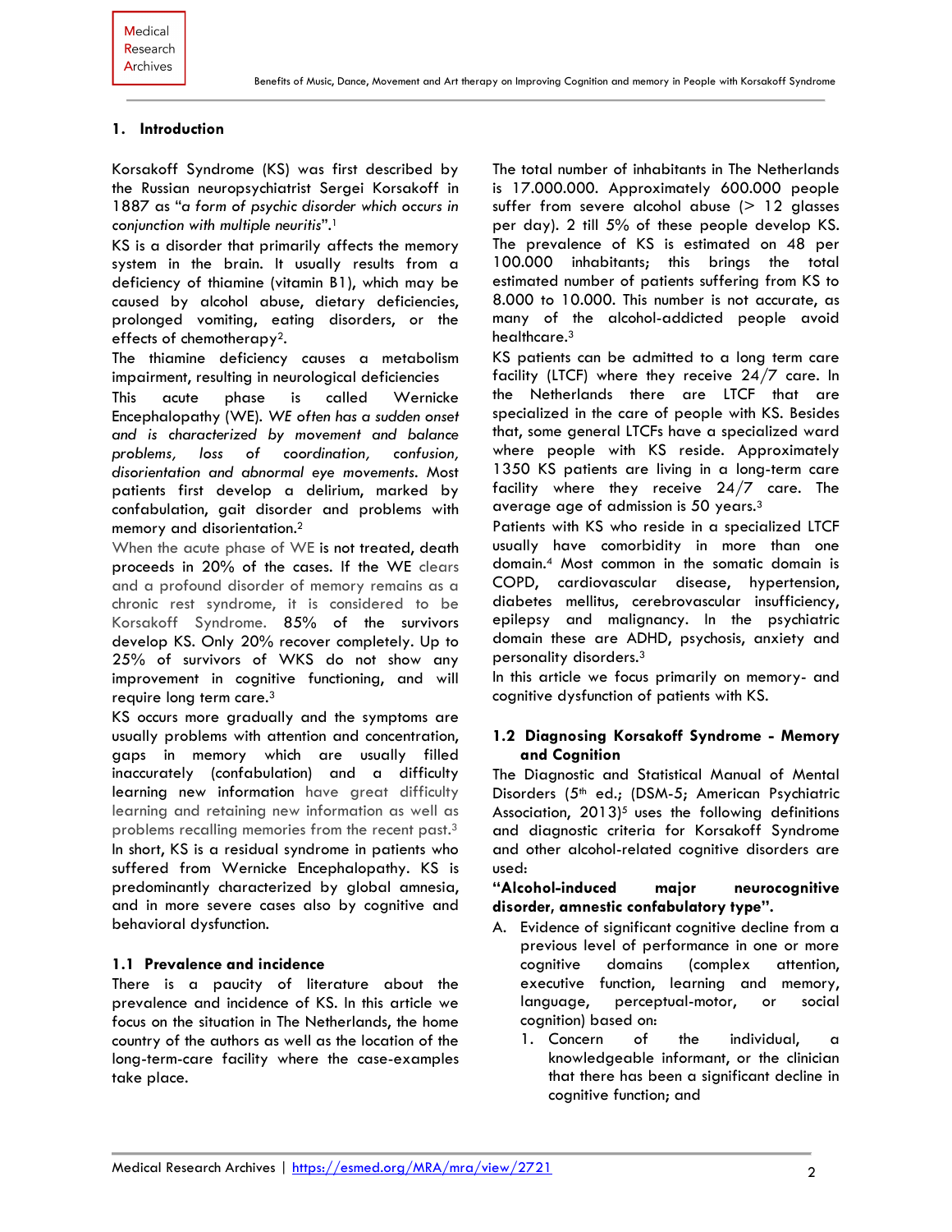## 1. Introduction

Korsakoff Syndrome (KS) was first described by the Russian neuropsychiatrist Sergei Korsakoff in 1887 as "*a form of psychic disorder which occurs in conjunction with multiple neuritis*".[1]

KS is a disorder that primarily affects the memory system in the brain. It usually results from a deficiency of thiamine (vitamin B1), which may be caused by alcohol abuse, dietary deficiencies, prolonged vomiting, eating disorders, or the effects of chemotherapy[2].

The thiamine deficiency causes a metabolism impairment, resulting in neurological deficiencies

This acute phase is called Wernicke Encephalopathy (WE). *WE often has a sudden onset and is characterized by movement and balance problems, loss of coordination, confusion, disorientation and abnormal eye movements.* Most patients first develop a delirium, marked by confabulation, gait disorder and problems with memory and disorientation.[2]

When the acute phase of WE is not treated, death proceeds in 20% of the cases. If the WE clears and a profound disorder of memory remains as a chronic rest syndrome, it is considered to be Korsakoff Syndrome. 85% of the survivors develop KS. Only 20% recover completely. Up to 25% of survivors of WKS do not show any improvement in cognitive functioning, and will require long term care.[3]

KS occurs more gradually and the symptoms are usually problems with attention and concentration, gaps in memory which are usually filled inaccurately (confabulation) and a difficulty learning new information have great difficulty learning and retaining new information as well as problems recalling memories from the recent past.[3]

In short, KS is a residual syndrome in patients who suffered from Wernicke Encephalopathy. KS is predominantly characterized by global amnesia, and in more severe cases also by cognitive and behavioral dysfunction.

### 1.1 Prevalence and incidence

There is a paucity of literature about the prevalence and incidence of KS. In this article we focus on the situation in The Netherlands, the home country of the authors as well as the location of the long-term-care facility where the case-examples take place.

The total number of inhabitants in The Netherlands is 17.000.000. Approximately 600.000 people suffer from severe alcohol abuse (> 12 glasses per day). 2 till 5% of these people develop KS. The prevalence of KS is estimated on 48 per 100.000 inhabitants; this brings the total estimated number of patients suffering from KS to 8.000 to 10.000. This number is not accurate, as many of the alcohol-addicted people avoid healthcare.[3]

KS patients can be admitted to a long term care facility (LTCF) where they receive 24/7 care. In the Netherlands there are LTCF that are specialized in the care of people with KS. Besides that, some general LTCFs have a specialized ward where people with KS reside. Approximately 1350 KS patients are living in a long-term care facility where they receive 24/7 care. The average age of admission is 50 years.[3]

Patients with KS who reside in a specialized LTCF usually have comorbidity in more than one domain.[4] Most common in the somatic domain is COPD, cardiovascular disease, hypertension, diabetes mellitus, cerebrovascular insufficiency, epilepsy and malignancy. In the psychiatric domain these are ADHD, psychosis, anxiety and personality disorders.[3]

In this article we focus primarily on memory- and cognitive dysfunction of patients with KS.

### 1.2 Diagnosing Korsakoff Syndrome - Memory and Cognition

The Diagnostic and Statistical Manual of Mental Disorders (5th ed.; (DSM-5; American Psychiatric Association, 2013)[5] uses the following definitions and diagnostic criteria for Korsakoff Syndrome and other alcohol-related cognitive disorders are used:

**"Alcohol-induced major neurocognitive disorder, amnestic confabulatory type".**

A. Evidence of significant cognitive decline from a previous level of performance in one or more cognitive domains (complex attention, executive function, learning and memory, language, perceptual-motor, or social cognition) based on:
    1. Concern of the individual, a knowledgeable informant, or the clinician that there has been a significant decline in cognitive function; and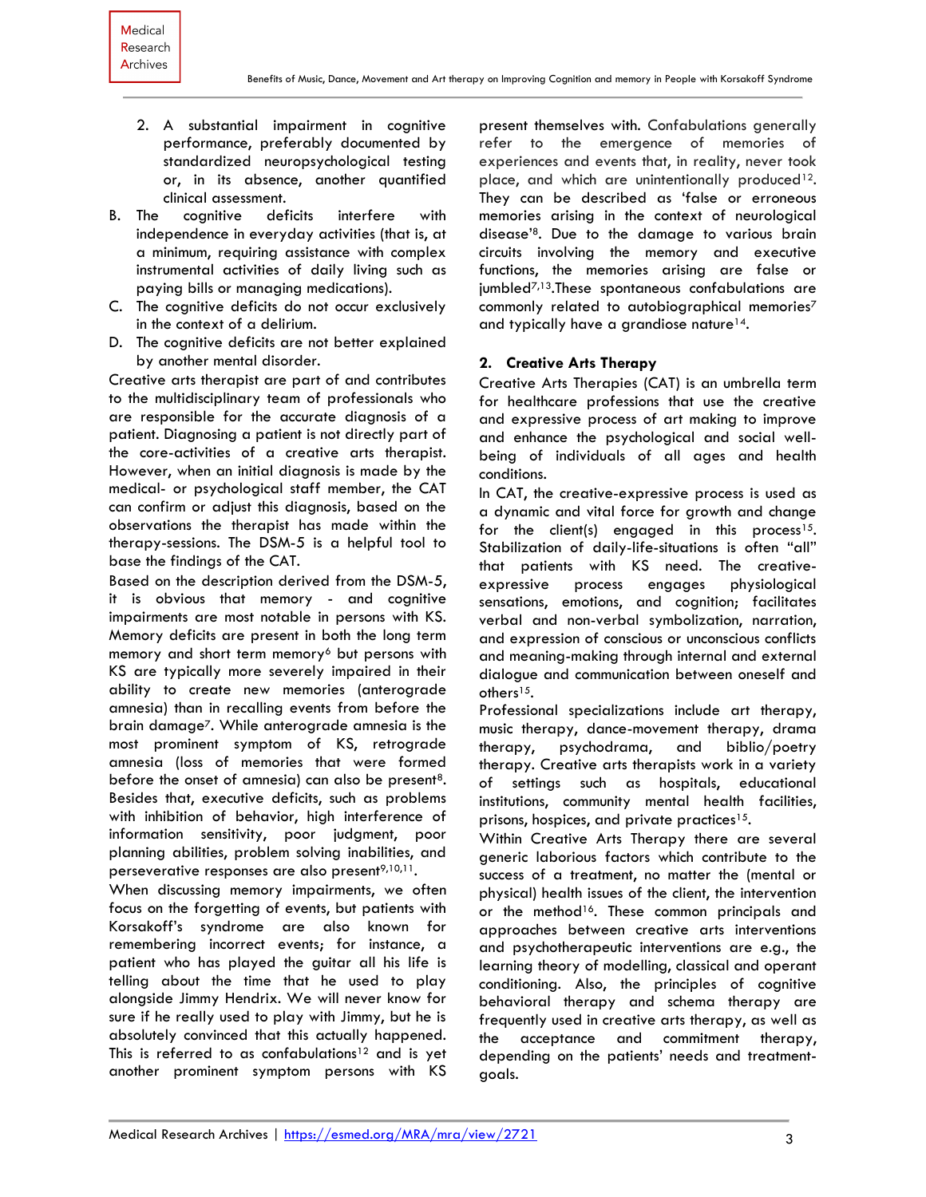2. A substantial impairment in cognitive performance, preferably documented by standardized neuropsychological testing or, in its absence, another quantified clinical assessment.

B. The cognitive deficits interfere with independence in everyday activities (that is, at a minimum, requiring assistance with complex instrumental activities of daily living such as paying bills or managing medications).

C. The cognitive deficits do not occur exclusively in the context of a delirium.

D. The cognitive deficits are not better explained by another mental disorder.

Creative arts therapist are part of and contributes to the multidisciplinary team of professionals who are responsible for the accurate diagnosis of a patient. Diagnosing a patient is not directly part of the core-activities of a creative arts therapist. However, when an initial diagnosis is made by the medical- or psychological staff member, the CAT can confirm or adjust this diagnosis, based on the observations the therapist has made within the therapy-sessions. The DSM-5 is a helpful tool to base the findings of the CAT.

Based on the description derived from the DSM-5, it is obvious that memory - and cognitive impairments are most notable in persons with KS. Memory deficits are present in both the long term memory and short term memory[6] but persons with KS are typically more severely impaired in their ability to create new memories (anterograde amnesia) than in recalling events from before the brain damage[7]. While anterograde amnesia is the most prominent symptom of KS, retrograde amnesia (loss of memories that were formed before the onset of amnesia) can also be present[8]. Besides that, executive deficits, such as problems with inhibition of behavior, high interference of information sensitivity, poor judgment, poor planning abilities, problem solving inabilities, and perseverative responses are also present[9,10,11].

When discussing memory impairments, we often focus on the forgetting of events, but patients with Korsakoff's syndrome are also known for remembering incorrect events; for instance, a patient who has played the guitar all his life is telling about the time that he used to play alongside Jimmy Hendrix. We will never know for sure if he really used to play with Jimmy, but he is absolutely convinced that this actually happened. This is referred to as confabulations[12] and is yet another prominent symptom persons with KS present themselves with. Confabulations generally refer to the emergence of memories of experiences and events that, in reality, never took place, and which are unintentionally produced[12]. They can be described as 'false or erroneous memories arising in the context of neurological disease'[8]. Due to the damage to various brain circuits involving the memory and executive functions, the memories arising are false or jumbled[7,13].These spontaneous confabulations are commonly related to autobiographical memories[7] and typically have a grandiose nature[14].

## 2. Creative Arts Therapy

Creative Arts Therapies (CAT) is an umbrella term for healthcare professions that use the creative and expressive process of art making to improve and enhance the psychological and social well-being of individuals of all ages and health conditions.

In CAT, the creative-expressive process is used as a dynamic and vital force for growth and change for the client(s) engaged in this process[15]. Stabilization of daily-life-situations is often "all" that patients with KS need. The creative-expressive process engages physiological sensations, emotions, and cognition; facilitates verbal and non-verbal symbolization, narration, and expression of conscious or unconscious conflicts and meaning-making through internal and external dialogue and communication between oneself and others[15].

Professional specializations include art therapy, music therapy, dance-movement therapy, drama therapy, psychodrama, and biblio/poetry therapy. Creative arts therapists work in a variety of settings such as hospitals, educational institutions, community mental health facilities, prisons, hospices, and private practices[15].

Within Creative Arts Therapy there are several generic laborious factors which contribute to the success of a treatment, no matter the (mental or physical) health issues of the client, the intervention or the method[16]. These common principals and approaches between creative arts interventions and psychotherapeutic interventions are e.g., the learning theory of modelling, classical and operant conditioning. Also, the principles of cognitive behavioral therapy and schema therapy are frequently used in creative arts therapy, as well as the acceptance and commitment therapy, depending on the patients' needs and treatment-goals.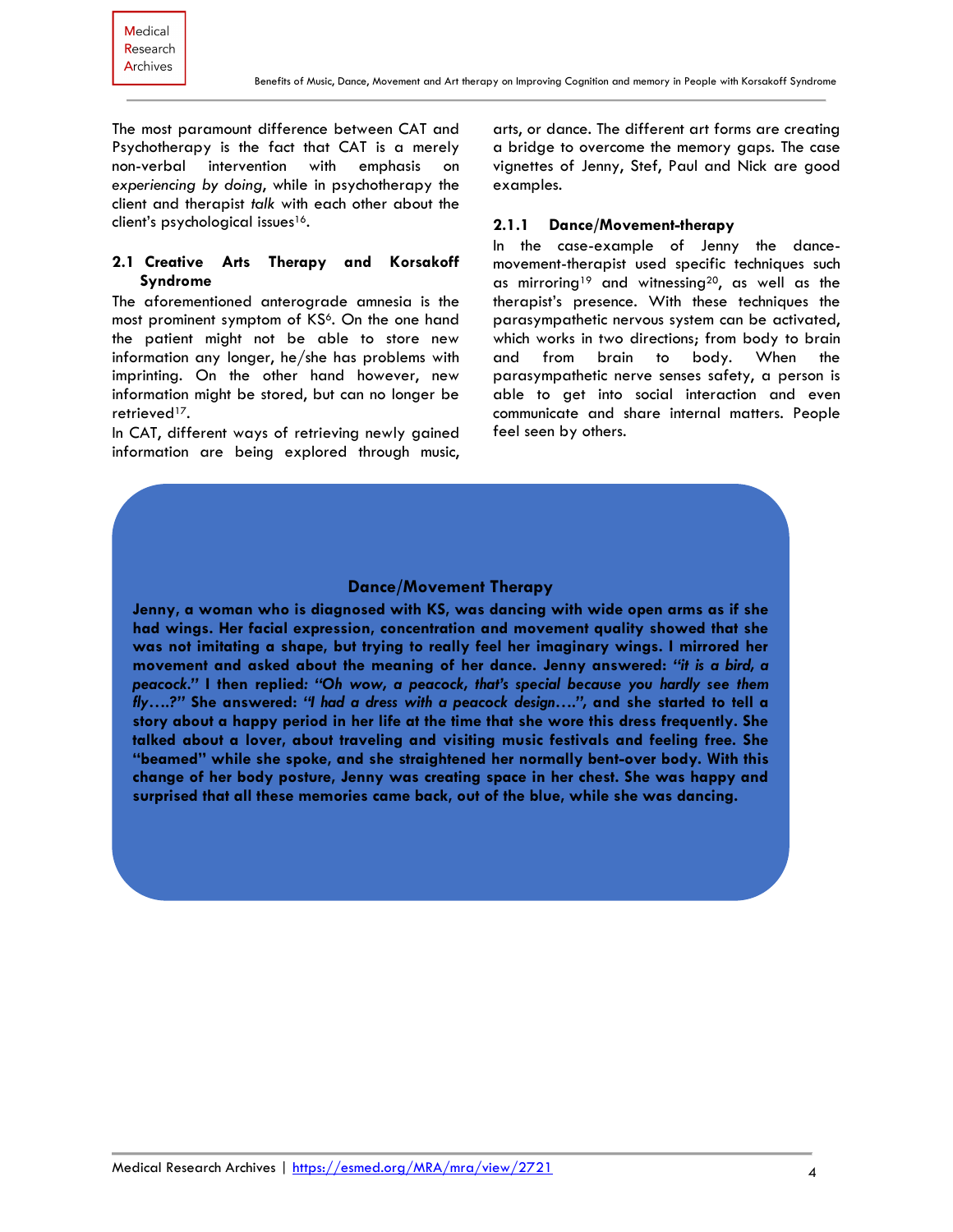The most paramount difference between CAT and Psychotherapy is the fact that CAT is a merely non-verbal intervention with emphasis on *experiencing by doing*, while in psychotherapy the client and therapist *talk* with each other about the client's psychological issues[16].

## 2.1 Creative Arts Therapy and Korsakoff Syndrome

The aforementioned anterograde amnesia is the most prominent symptom of KS[6]. On the one hand the patient might not be able to store new information any longer, he/she has problems with imprinting. On the other hand however, new information might be stored, but can no longer be retrieved[17].

In CAT, different ways of retrieving newly gained information are being explored through music, arts, or dance. The different art forms are creating a bridge to overcome the memory gaps. The case vignettes of Jenny, Stef, Paul and Nick are good examples.

### 2.1.1 Dance/Movement-therapy

In the case-example of Jenny the dance-movement-therapist used specific techniques such as mirroring[19] and witnessing[20], as well as the therapist's presence. With these techniques the parasympathetic nervous system can be activated, which works in two directions; from body to brain and from brain to body. When the parasympathetic nerve senses safety, a person is able to get into social interaction and even communicate and share internal matters. People feel seen by others.

**Dance/Movement Therapy**

**Jenny, a woman who is diagnosed with KS, was dancing with wide open arms as if she had wings. Her facial expression, concentration and movement quality showed that she was not imitating a shape, but trying to really feel her imaginary wings. I mirrored her movement and asked about the meaning of her dance. Jenny answered: *"it is a bird, a peacock."* I then replied: *"Oh wow, a peacock, that's special because you hardly see them fly….?"* She answered: *"I had a dress with a peacock design….",* and she started to tell a story about a happy period in her life at the time that she wore this dress frequently. She talked about a lover, about traveling and visiting music festivals and feeling free. She "beamed" while she spoke, and she straightened her normally bent-over body. With this change of her body posture, Jenny was creating space in her chest. She was happy and surprised that all these memories came back, out of the blue, while she was dancing.**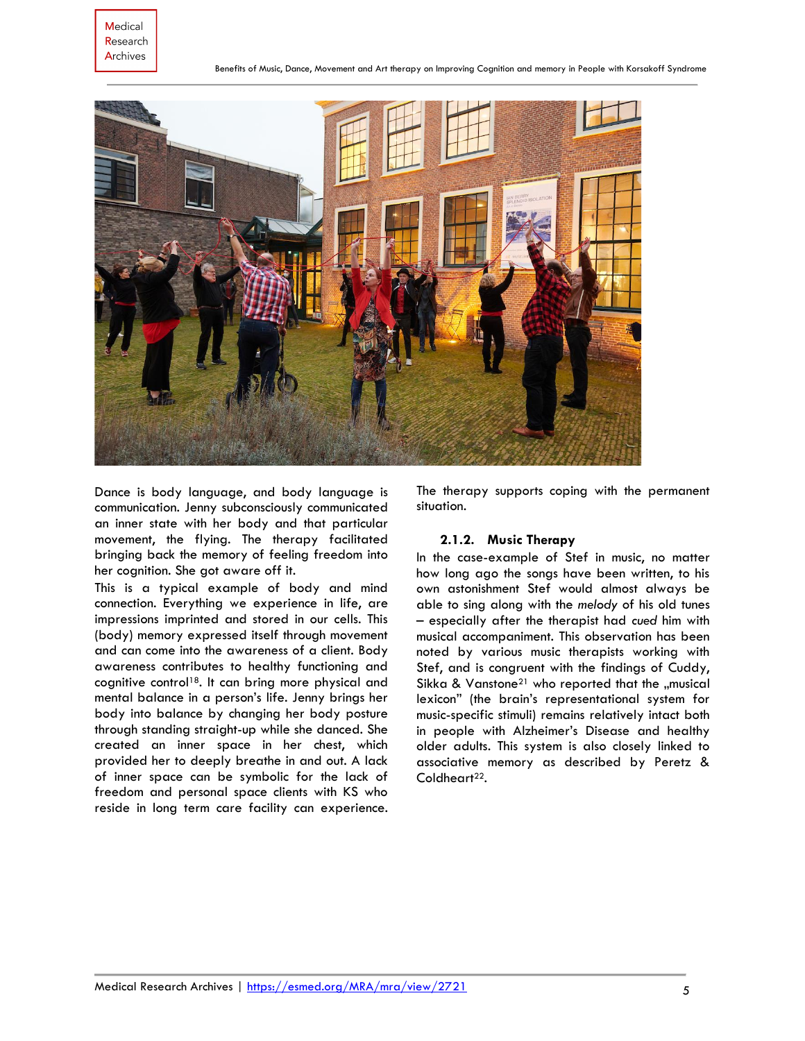Dance is body language, and body language is communication. Jenny subconsciously communicated an inner state with her body and that particular movement, the flying. The therapy facilitated bringing back the memory of feeling freedom into her cognition. She got aware off it.

This is a typical example of body and mind connection. Everything we experience in life, are impressions imprinted and stored in our cells. This (body) memory expressed itself through movement and can come into the awareness of a client. Body awareness contributes to healthy functioning and cognitive control[18]. It can bring more physical and mental balance in a person's life. Jenny brings her body into balance by changing her body posture through standing straight-up while she danced. She created an inner space in her chest, which provided her to deeply breathe in and out. A lack of inner space can be symbolic for the lack of freedom and personal space clients with KS who reside in long term care facility can experience. The therapy supports coping with the permanent situation.

### 2.1.2. Music Therapy

In the case-example of Stef in music, no matter how long ago the songs have been written, to his own astonishment Stef would almost always be able to sing along with the *melody* of his old tunes – especially after the therapist had *cued* him with musical accompaniment. This observation has been noted by various music therapists working with Stef, and is congruent with the findings of Cuddy, Sikka & Vanstone[21] who reported that the „musical lexicon" (the brain's representational system for music-specific stimuli) remains relatively intact both in people with Alzheimer's Disease and healthy older adults. This system is also closely linked to associative memory as described by Peretz & Coldheart[22].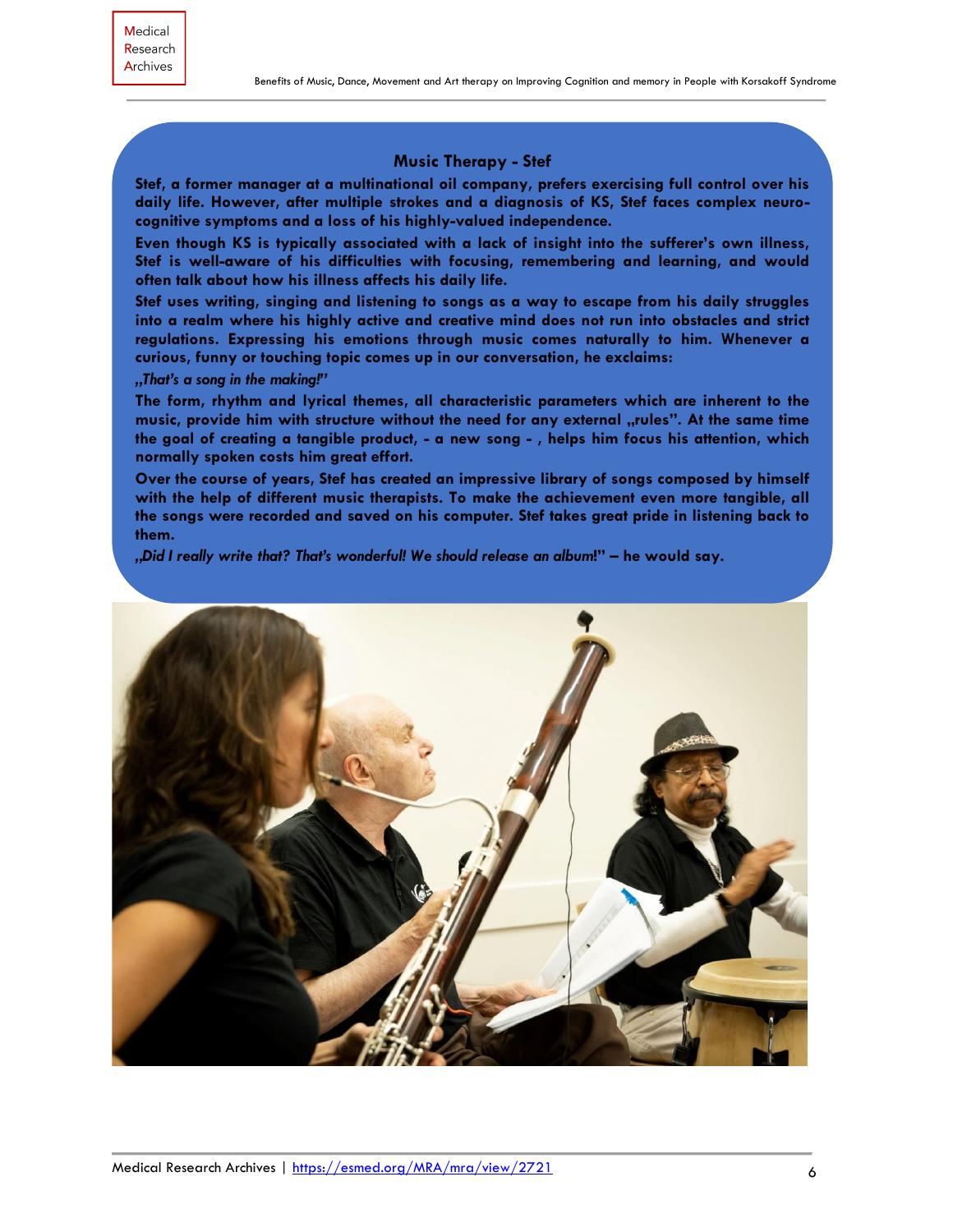### Music Therapy - Stef

**Stef, a former manager at a multinational oil company, prefers exercising full control over his daily life. However, after multiple strokes and a diagnosis of KS, Stef faces complex neuro-cognitive symptoms and a loss of his highly-valued independence.**

**Even though KS is typically associated with a lack of insight into the sufferer's own illness, Stef is well-aware of his difficulties with focusing, remembering and learning, and would often talk about how his illness affects his daily life.**

**Stef uses writing, singing and listening to songs as a way to escape from his daily struggles into a realm where his highly active and creative mind does not run into obstacles and strict regulations. Expressing his emotions through music comes naturally to him. Whenever a curious, funny or touching topic comes up in our conversation, he exclaims:**

***„That's a song in the making!"***

**The form, rhythm and lyrical themes, all characteristic parameters which are inherent to the music, provide him with structure without the need for any external „rules". At the same time the goal of creating a tangible product, - a new song - , helps him focus his attention, which normally spoken costs him great effort.**

**Over the course of years, Stef has created an impressive library of songs composed by himself with the help of different music therapists. To make the achievement even more tangible, all the songs were recorded and saved on his computer. Stef takes great pride in listening back to them.**

***„Did I really write that? That's wonderful! We should release an album!"*** **– he would say.**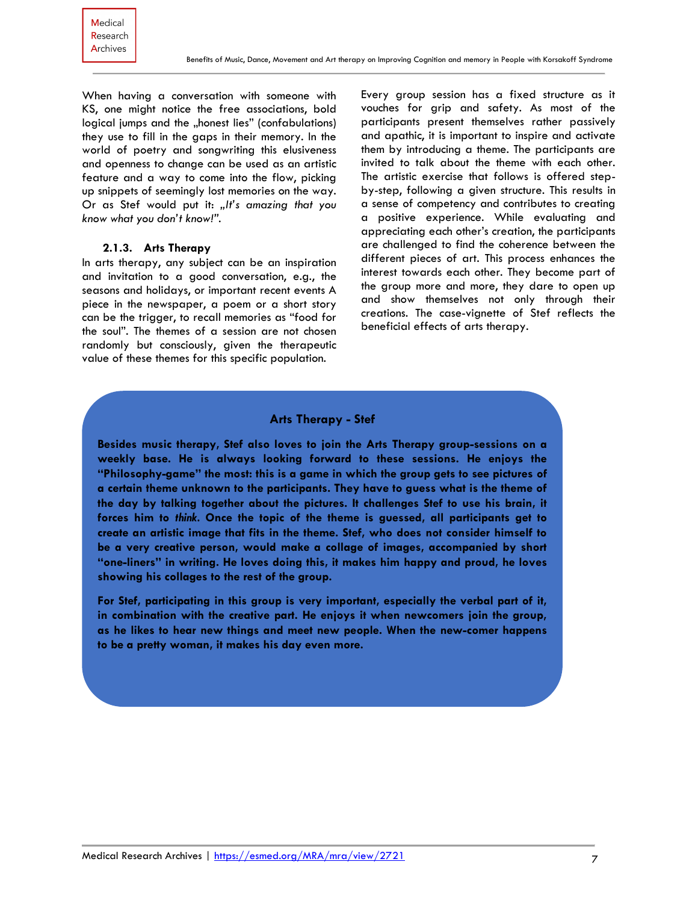When having a conversation with someone with KS, one might notice the free associations, bold logical jumps and the „honest lies" (confabulations) they use to fill in the gaps in their memory. In the world of poetry and songwriting this elusiveness and openness to change can be used as an artistic feature and a way to come into the flow, picking up snippets of seemingly lost memories on the way. Or as Stef would put it: *„It's amazing that you know what you don't know!".*

### 2.1.3. Arts Therapy

In arts therapy, any subject can be an inspiration and invitation to a good conversation, e.g., the seasons and holidays, or important recent events A piece in the newspaper, a poem or a short story can be the trigger, to recall memories as "food for the soul". The themes of a session are not chosen randomly but consciously, given the therapeutic value of these themes for this specific population.

Every group session has a fixed structure as it vouches for grip and safety. As most of the participants present themselves rather passively and apathic, it is important to inspire and activate them by introducing a theme. The participants are invited to talk about the theme with each other. The artistic exercise that follows is offered step-by-step, following a given structure. This results in a sense of competency and contributes to creating a positive experience. While evaluating and appreciating each other's creation, the participants are challenged to find the coherence between the different pieces of art. This process enhances the interest towards each other. They become part of the group more and more, they dare to open up and show themselves not only through their creations. The case-vignette of Stef reflects the beneficial effects of arts therapy.

**Arts Therapy - Stef**

**Besides music therapy, Stef also loves to join the Arts Therapy group-sessions on a weekly base. He is always looking forward to these sessions. He enjoys the "Philosophy-game" the most: this is a game in which the group gets to see pictures of a certain theme unknown to the participants. They have to guess what is the theme of the day by talking together about the pictures. It challenges Stef to use his brain, it forces him to *think*. Once the topic of the theme is guessed, all participants get to create an artistic image that fits in the theme. Stef, who does not consider himself to be a very creative person, would make a collage of images, accompanied by short "one-liners" in writing. He loves doing this, it makes him happy and proud, he loves showing his collages to the rest of the group.**

**For Stef, participating in this group is very important, especially the verbal part of it, in combination with the creative part. He enjoys it when newcomers join the group, as he likes to hear new things and meet new people. When the new-comer happens to be a pretty woman, it makes his day even more.**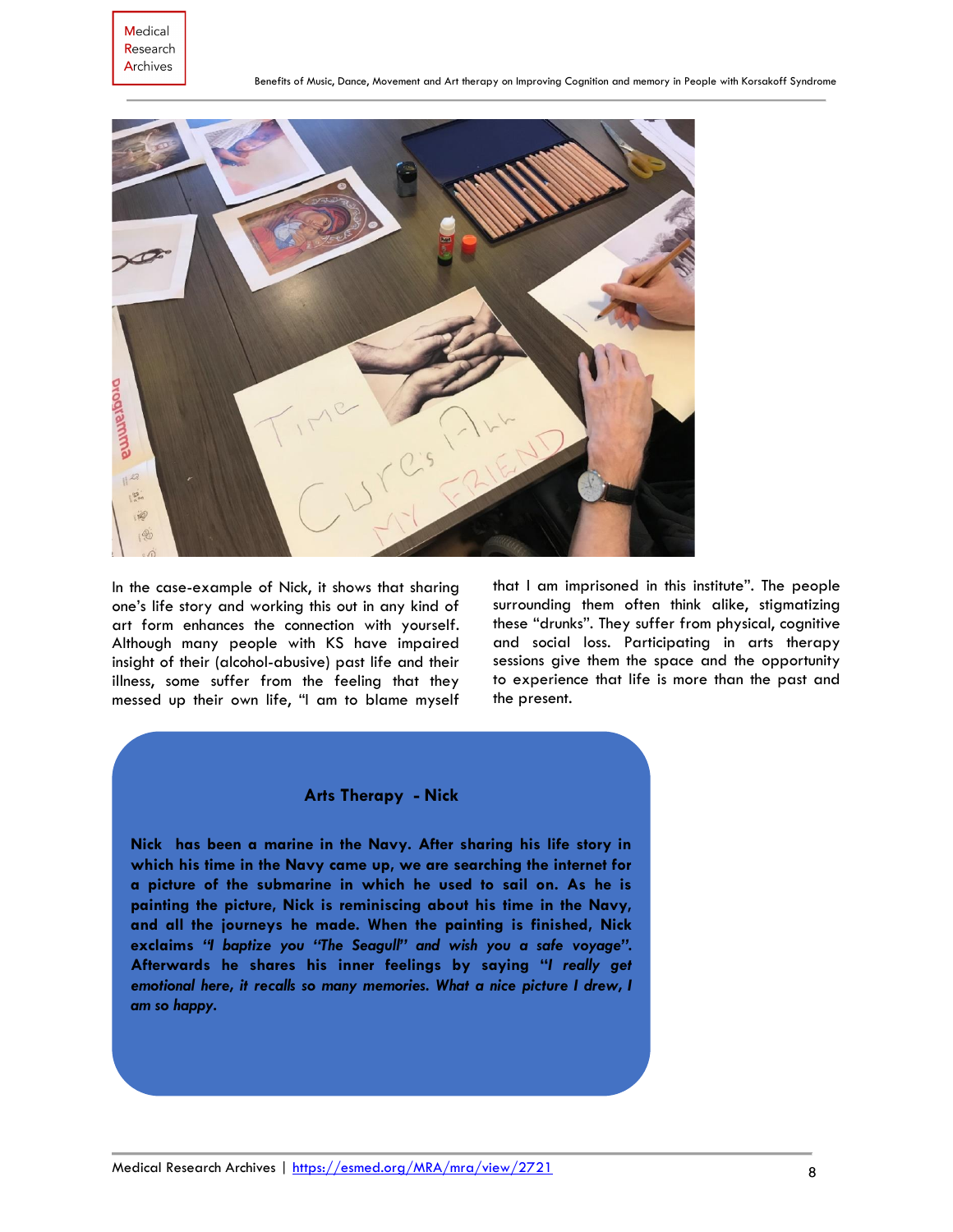In the case-example of Nick, it shows that sharing one's life story and working this out in any kind of art form enhances the connection with yourself. Although many people with KS have impaired insight of their (alcohol-abusive) past life and their illness, some suffer from the feeling that they messed up their own life, "I am to blame myself that I am imprisoned in this institute". The people surrounding them often think alike, stigmatizing these "drunks". They suffer from physical, cognitive and social loss. Participating in arts therapy sessions give them the space and the opportunity to experience that life is more than the past and the present.

**Arts Therapy - Nick**

**Nick has been a marine in the Navy. After sharing his life story in which his time in the Navy came up, we are searching the internet for a picture of the submarine in which he used to sail on. As he is painting the picture, Nick is reminiscing about his time in the Navy, and all the journeys he made. When the painting is finished, Nick exclaims *"I baptize you "The Seagull" and wish you a safe voyage".* Afterwards he shares his inner feelings by saying *"I really get emotional here, it recalls so many memories. What a nice picture I drew, I am so happy.***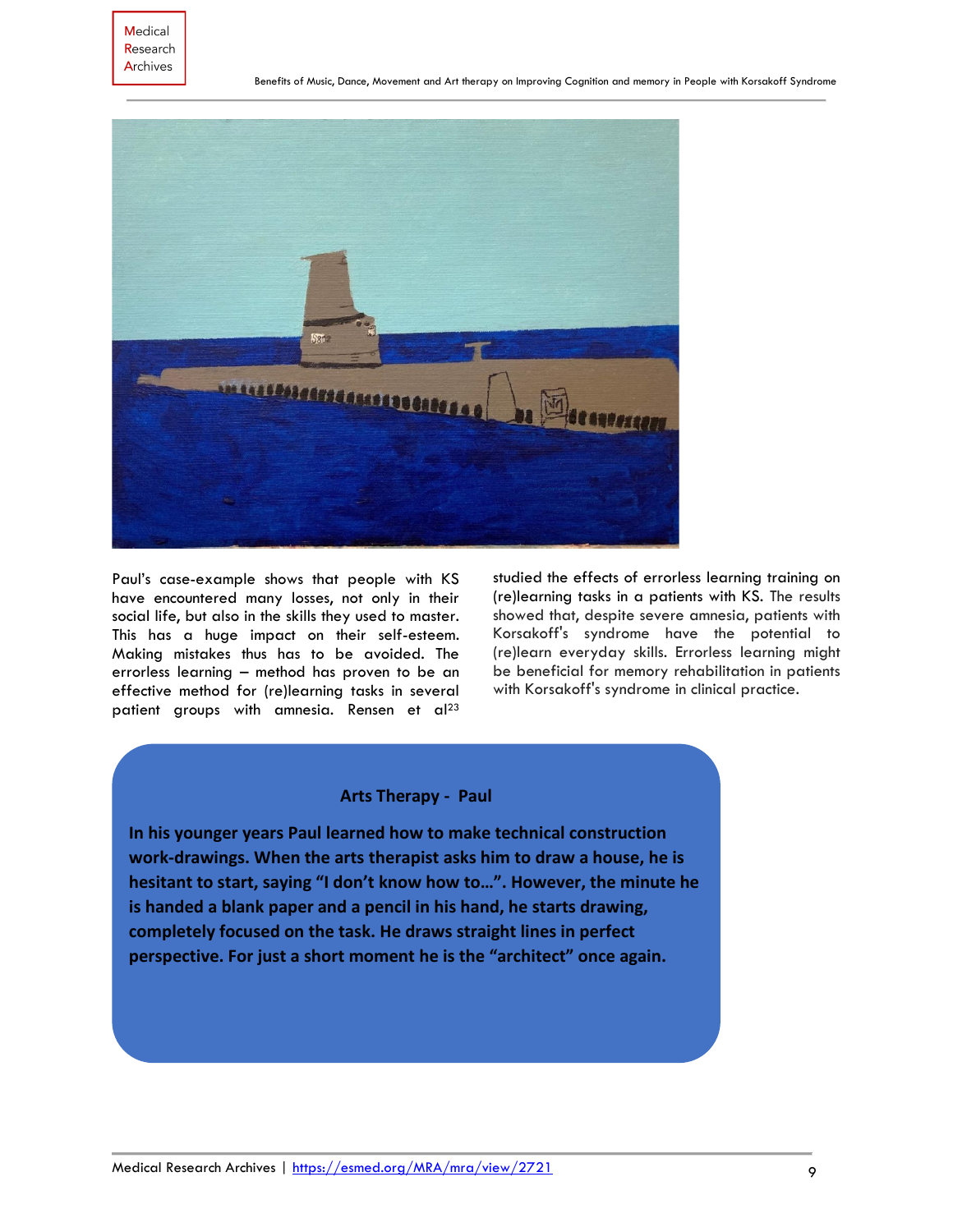Paul's case-example shows that people with KS have encountered many losses, not only in their social life, but also in the skills they used to master. This has a huge impact on their self-esteem. Making mistakes thus has to be avoided. The errorless learning – method has proven to be an effective method for (re)learning tasks in several patient groups with amnesia. Rensen et al[23] studied the effects of errorless learning training on (re)learning tasks in a patients with KS. The results showed that, despite severe amnesia, patients with Korsakoff's syndrome have the potential to (re)learn everyday skills. Errorless learning might be beneficial for memory rehabilitation in patients with Korsakoff's syndrome in clinical practice.

**Arts Therapy - Paul**

**In his younger years Paul learned how to make technical construction work-drawings. When the arts therapist asks him to draw a house, he is hesitant to start, saying "I don't know how to…". However, the minute he is handed a blank paper and a pencil in his hand, he starts drawing, completely focused on the task. He draws straight lines in perfect perspective. For just a short moment he is the "architect" once again.**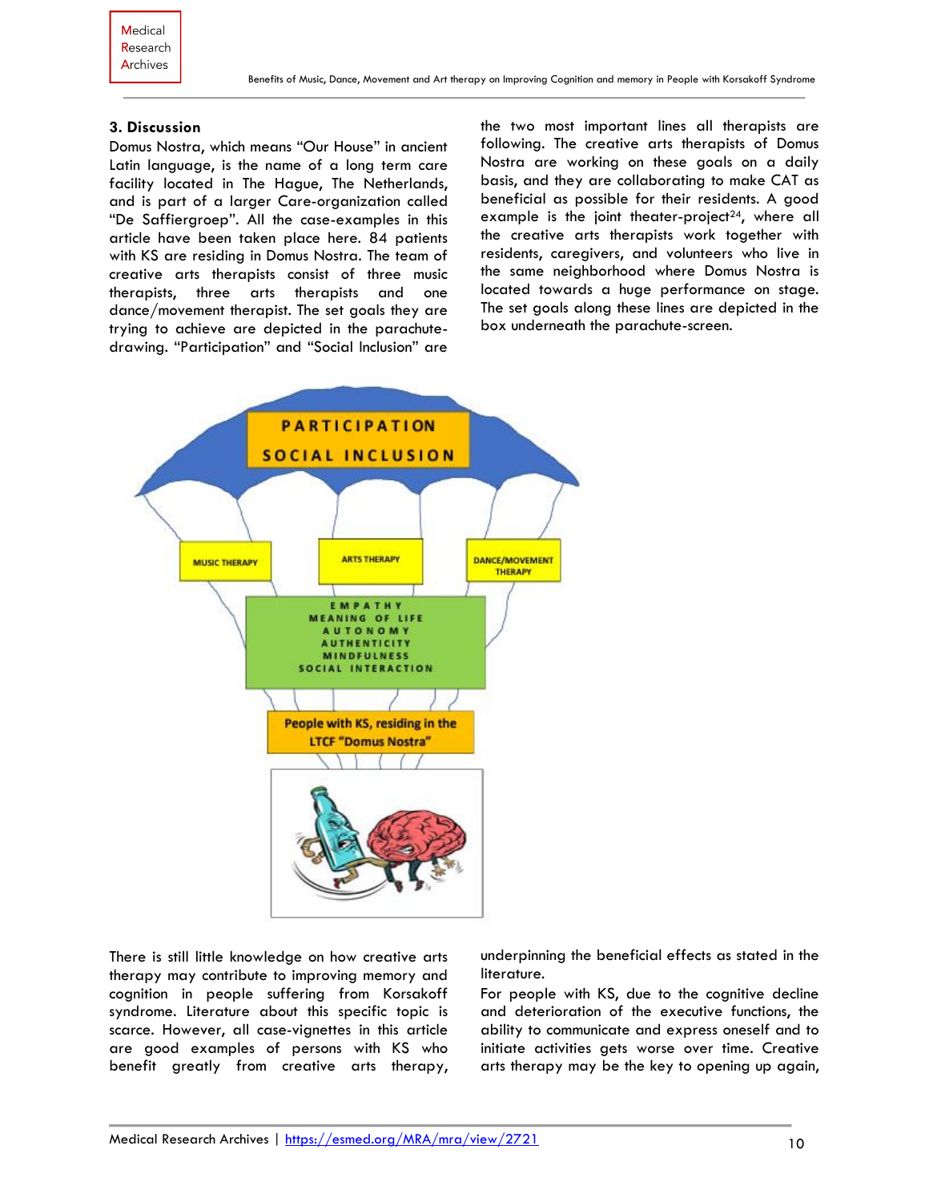## 3. Discussion

Domus Nostra, which means "Our House" in ancient Latin language, is the name of a long term care facility located in The Hague, The Netherlands, and is part of a larger Care-organization called "De Saffiergroep". All the case-examples in this article have been taken place here. 84 patients with KS are residing in Domus Nostra. The team of creative arts therapists consist of three music therapists, three arts therapists and one dance/movement therapist. The set goals they are trying to achieve are depicted in the parachute-drawing. "Participation" and "Social Inclusion" are the two most important lines all therapists are following. The creative arts therapists of Domus Nostra are working on these goals on a daily basis, and they are collaborating to make CAT as beneficial as possible for their residents. A good example is the joint theater-project[24], where all the creative arts therapists work together with residents, caregivers, and volunteers who live in the same neighborhood where Domus Nostra is located towards a huge performance on stage. The set goals along these lines are depicted in the box underneath the parachute-screen.

PARTICIPATION
SOCIAL INCLUSION

MUSIC THERAPY
ARTS THERAPY
DANCE/MOVEMENT THERAPY

EMPATHY
MEANING OF LIFE
AUTONOMY
AUTHENTICITY
MINDFULNESS
SOCIAL INTERACTION

People with KS, residing in the LTCF "Domus Nostra"

There is still little knowledge on how creative arts therapy may contribute to improving memory and cognition in people suffering from Korsakoff syndrome. Literature about this specific topic is scarce. However, all case-vignettes in this article are good examples of persons with KS who benefit greatly from creative arts therapy, underpinning the beneficial effects as stated in the literature.

For people with KS, due to the cognitive decline and deterioration of the executive functions, the ability to communicate and express oneself and to initiate activities gets worse over time. Creative arts therapy may be the key to opening up again,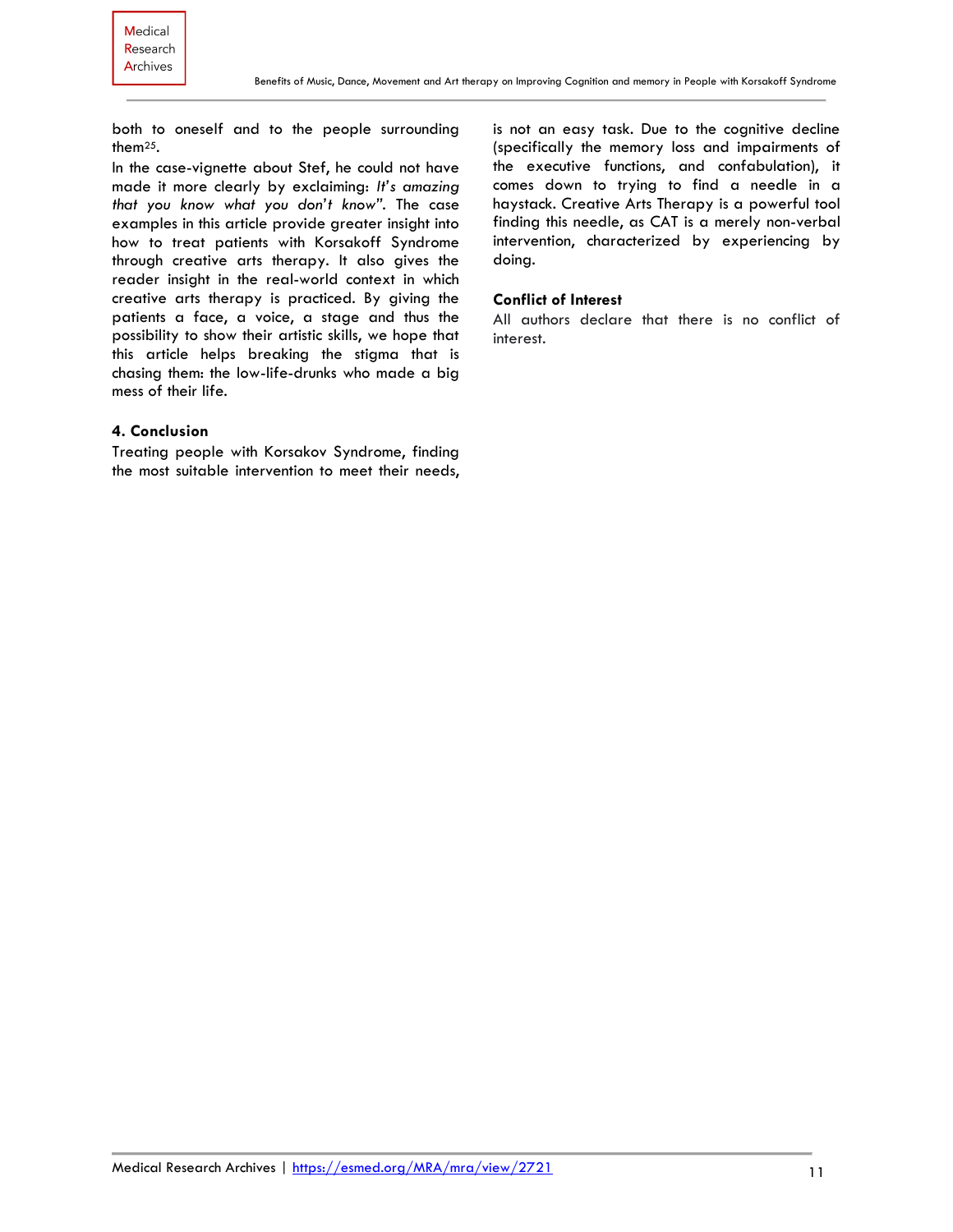both to oneself and to the people surrounding them[25].

In the case-vignette about Stef, he could not have made it more clearly by exclaiming: *It's amazing that you know what you don't know*". The case examples in this article provide greater insight into how to treat patients with Korsakoff Syndrome through creative arts therapy. It also gives the reader insight in the real-world context in which creative arts therapy is practiced. By giving the patients a face, a voice, a stage and thus the possibility to show their artistic skills, we hope that this article helps breaking the stigma that is chasing them: the low-life-drunks who made a big mess of their life.

## 4. Conclusion

Treating people with Korsakov Syndrome, finding the most suitable intervention to meet their needs, is not an easy task. Due to the cognitive decline (specifically the memory loss and impairments of the executive functions, and confabulation), it comes down to trying to find a needle in a haystack. Creative Arts Therapy is a powerful tool finding this needle, as CAT is a merely non-verbal intervention, characterized by experiencing by doing.

## Conflict of Interest

All authors declare that there is no conflict of interest.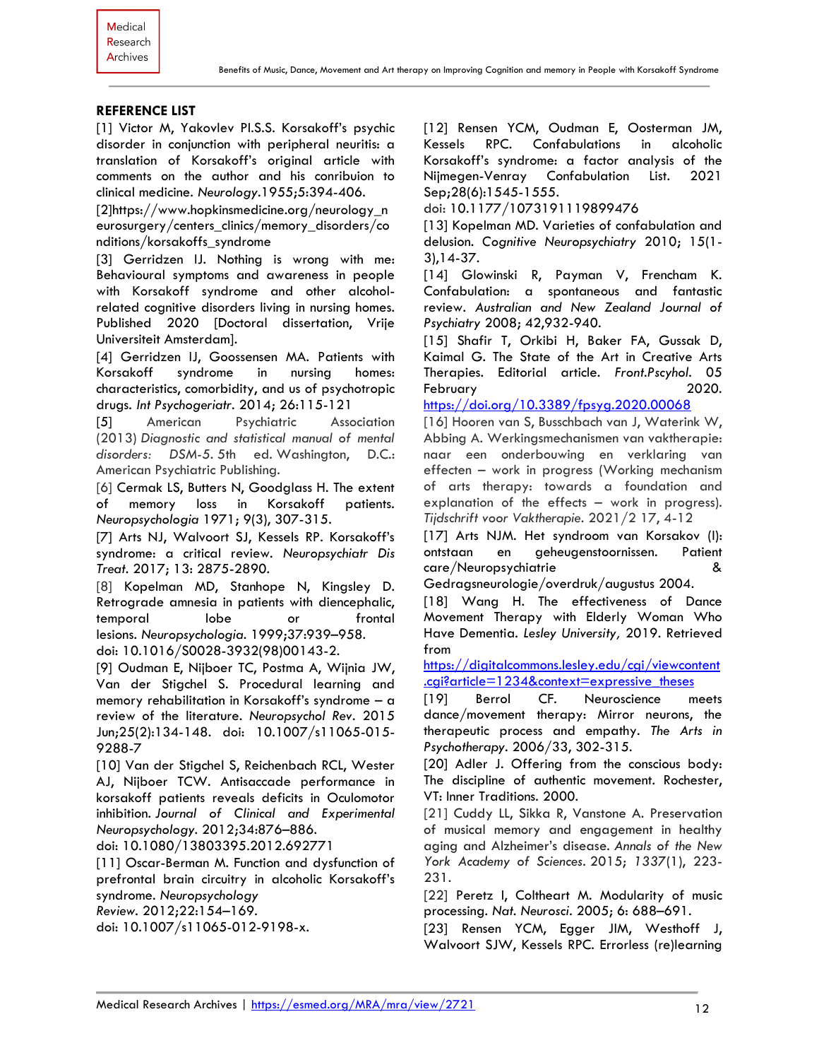## REFERENCE LIST

[1] Victor M, Yakovlev PI.S.S. Korsakoff's psychic disorder in conjunction with peripheral neuritis: a translation of Korsakoff's original article with comments on the author and his conribuion to clinical medicine. *Neurology*.1955;5:394-406.

[2]https://www.hopkinsmedicine.org/neurology_neurosurgery/centers_clinics/memory_disorders/conditions/korsakoffs_syndrome

[3] Gerridzen IJ. Nothing is wrong with me: Behavioural symptoms and awareness in people with Korsakoff syndrome and other alcohol-related cognitive disorders living in nursing homes. Published 2020 [Doctoral dissertation, Vrije Universiteit Amsterdam].

[4] Gerridzen IJ, Goossensen MA. Patients with Korsakoff syndrome in nursing homes: characteristics, comorbidity, and us of psychotropic drugs. *Int Psychogeriatr*. 2014; 26:115-121

[5] American Psychiatric Association (2013) *Diagnostic and statistical manual of mental disorders: DSM-5*. 5th ed. Washington, D.C.: American Psychiatric Publishing.

[6] Cermak LS, Butters N, Goodglass H. The extent of memory loss in Korsakoff patients. *Neuropsychologia* 1971; 9(3), 307-315.

[7] Arts NJ, Walvoort SJ, Kessels RP. Korsakoff's syndrome: a critical review. *Neuropsychiatr Dis Treat*. 2017; 13: 2875-2890.

[8] Kopelman MD, Stanhope N, Kingsley D. Retrograde amnesia in patients with diencephalic, temporal lobe or frontal lesions. *Neuropsychologia*. 1999;37:939–958. doi: 10.1016/S0028-3932(98)00143-2.

[9] Oudman E, Nijboer TC, Postma A, Wijnia JW, Van der Stigchel S. Procedural learning and memory rehabilitation in Korsakoff's syndrome – a review of the literature. *Neuropsychol Rev*. 2015 Jun;25(2):134-148. doi: 10.1007/s11065-015-9288-7

[10] Van der Stigchel S, Reichenbach RCL, Wester AJ, Nijboer TCW. Antisaccade performance in korsakoff patients reveals deficits in Oculomotor inhibition. *Journal of Clinical and Experimental Neuropsychology*. 2012;34:876–886. doi: 10.1080/13803395.2012.692771

[11] Oscar-Berman M. Function and dysfunction of prefrontal brain circuitry in alcoholic Korsakoff's syndrome. *Neuropsychology Review*. 2012;22:154–169. doi: 10.1007/s11065-012-9198-x.

[12] Rensen YCM, Oudman E, Oosterman JM, Kessels RPC. Confabulations in alcoholic Korsakoff's syndrome: a factor analysis of the Nijmegen-Venray Confabulation List. 2021 Sep;28(6):1545-1555. doi: 10.1177/1073191119899476

[13] Kopelman MD. Varieties of confabulation and delusion. *Cognitive Neuropsychiatry* 2010; 15(1-3),14-37.

[14] Glowinski R, Payman V, Frencham K. Confabulation: a spontaneous and fantastic review. *Australian and New Zealand Journal of Psychiatry* 2008; 42,932-940.

[15] Shafir T, Orkibi H, Baker FA, Gussak D, Kaimal G. The State of the Art in Creative Arts Therapies. Editorial article. *Front.Pscyhol*. 05 February 2020. https://doi.org/10.3389/fpsyg.2020.00068

[16] Hooren van S, Busschbach van J, Waterink W, Abbing A. Werkingsmechanismen van vaktherapie: naar een onderbouwing en verklaring van effecten – work in progress (Working mechanism of arts therapy: towards a foundation and explanation of the effects – work in progress). *Tijdschrift voor Vaktherapie*. 2021/2 17, 4-12

[17] Arts NJM. Het syndroom van Korsakov (I): ontstaan en geheugenstoornissen. Patient care/Neuropsychiatrie & Gedragsneurologie/overdruk/augustus 2004.

[18] Wang H. The effectiveness of Dance Movement Therapy with Elderly Woman Who Have Dementia. *Lesley University*, 2019. Retrieved from https://digitalcommons.lesley.edu/cgi/viewcontent.cgi?article=1234&context=expressive_theses

[19] Berrol CF. Neuroscience meets dance/movement therapy: Mirror neurons, the therapeutic process and empathy. *The Arts in Psychotherapy*. 2006/33, 302-315.

[20] Adler J. Offering from the conscious body: The discipline of authentic movement. Rochester, VT: Inner Traditions. 2000.

[21] Cuddy LL, Sikka R, Vanstone A. Preservation of musical memory and engagement in healthy aging and Alzheimer's disease. *Annals of the New York Academy of Sciences*. 2015; *1337*(1), 223-231.

[22] Peretz I, Coltheart M. Modularity of music processing. *Nat. Neurosci*. 2005; 6: 688–691.

[23] Rensen YCM, Egger JIM, Westhoff J, Walvoort SJW, Kessels RPC. Errorless (re)learning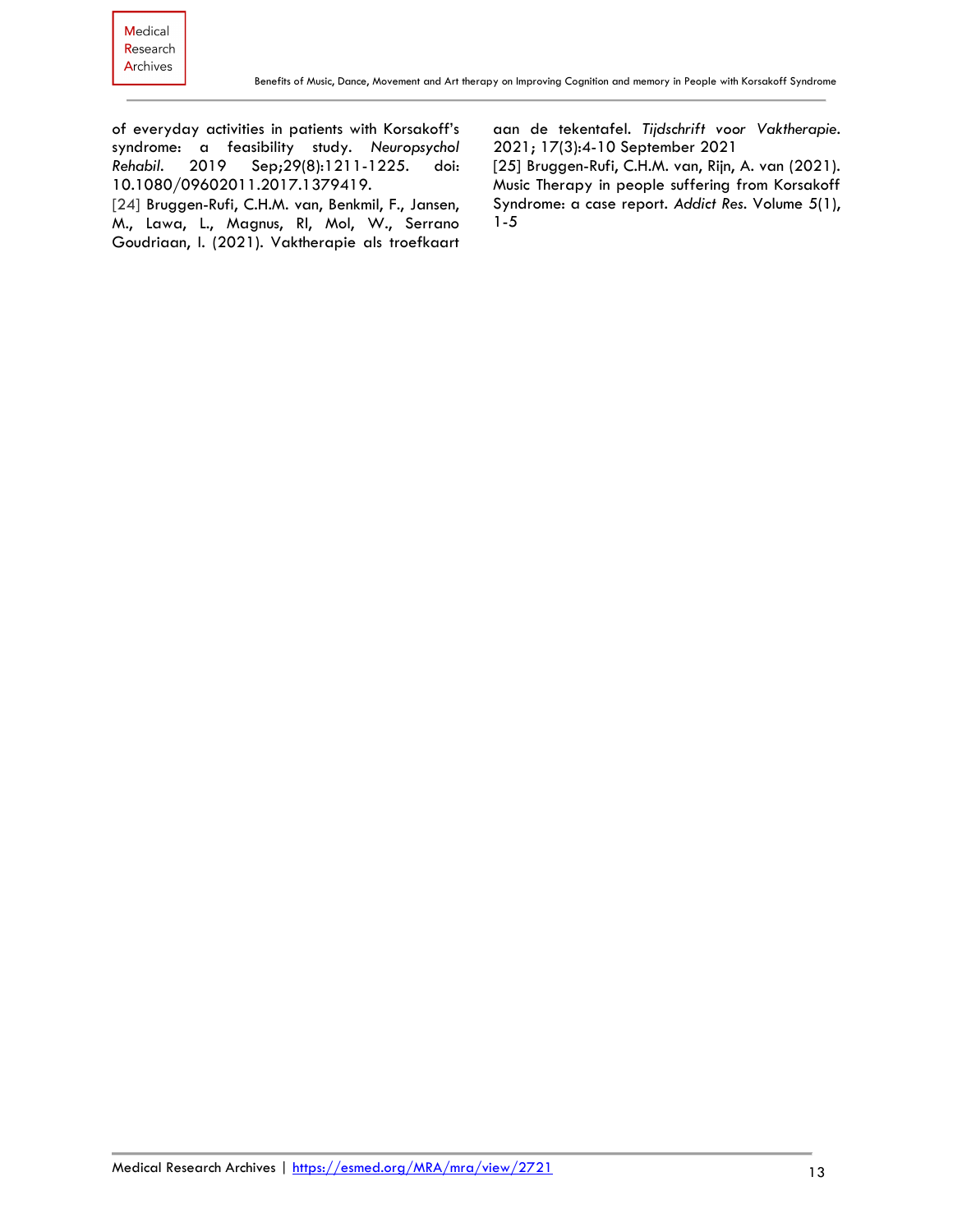of everyday activities in patients with Korsakoff's syndrome: a feasibility study. *Neuropsychol Rehabil*. 2019 Sep;29(8):1211-1225. doi: 10.1080/09602011.2017.1379419.

[24] Bruggen-Rufi, C.H.M. van, Benkmil, F., Jansen, M., Lawa, L., Magnus, Rl, Mol, W., Serrano Goudriaan, I. (2021). Vaktherapie als troefkaart aan de tekentafel. *Tijdschrift voor Vaktherapie*. 2021; 17(3):4-10 September 2021

[25] Bruggen-Rufi, C.H.M. van, Rijn, A. van (2021). Music Therapy in people suffering from Korsakoff Syndrome: a case report. *Addict Res*. Volume 5(1), 1-5